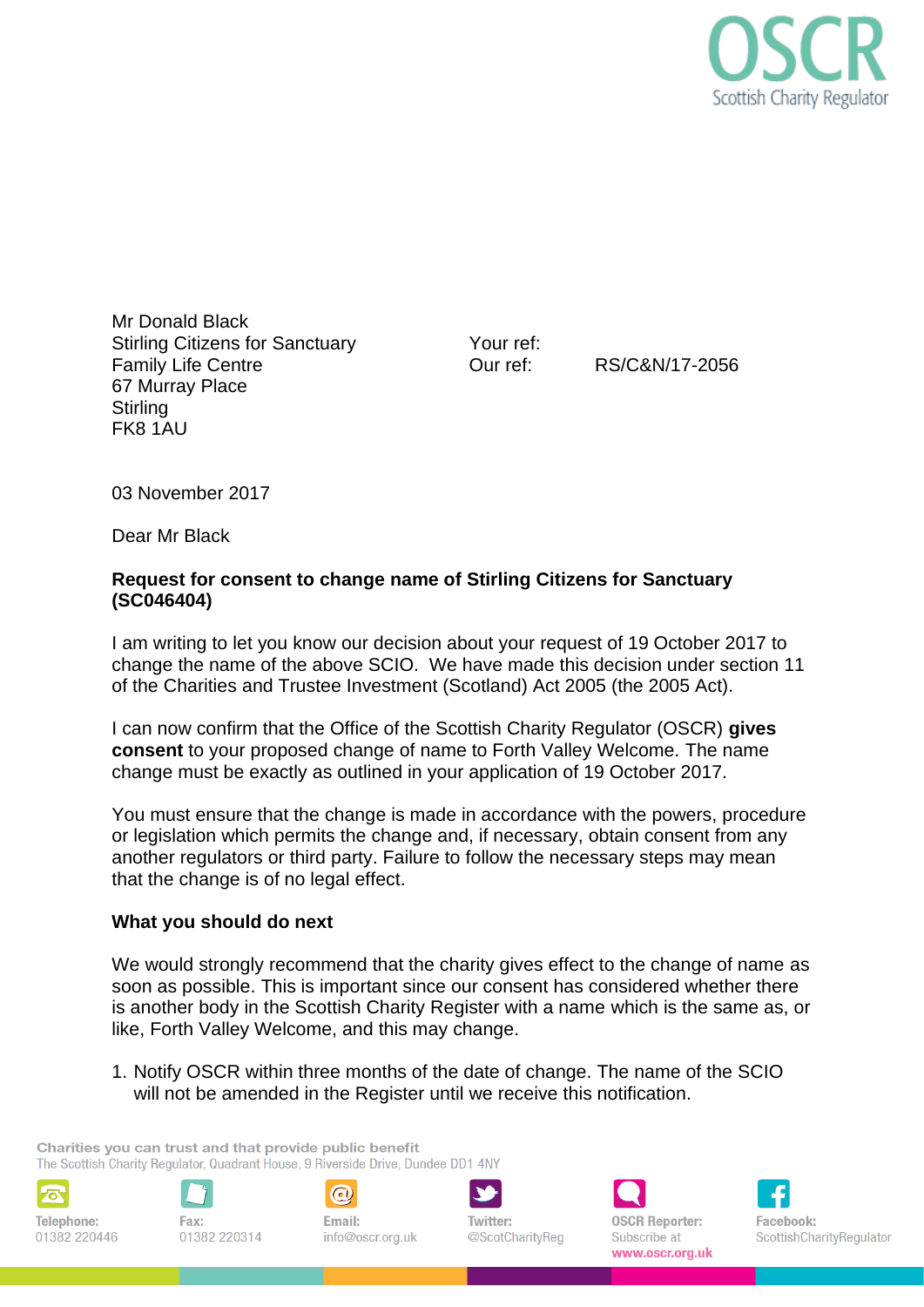OSCR
Scottish Charity Regulator

Mr Donald Black
Stirling Citizens for Sanctuary
Family Life Centre
67 Murray Place
Stirling
FK8 1AU

Your ref:
Our ref: RS/C&N/17-2056

03 November 2017

Dear Mr Black

**Request for consent to change name of Stirling Citizens for Sanctuary (SC046404)**

I am writing to let you know our decision about your request of 19 October 2017 to change the name of the above SCIO. We have made this decision under section 11 of the Charities and Trustee Investment (Scotland) Act 2005 (the 2005 Act).

I can now confirm that the Office of the Scottish Charity Regulator (OSCR) **gives consent** to your proposed change of name to Forth Valley Welcome. The name change must be exactly as outlined in your application of 19 October 2017.

You must ensure that the change is made in accordance with the powers, procedure or legislation which permits the change and, if necessary, obtain consent from any another regulators or third party. Failure to follow the necessary steps may mean that the change is of no legal effect.

**What you should do next**

We would strongly recommend that the charity gives effect to the change of name as soon as possible. This is important since our consent has considered whether there is another body in the Scottish Charity Register with a name which is the same as, or like, Forth Valley Welcome, and this may change.

1. Notify OSCR within three months of the date of change. The name of the SCIO will not be amended in the Register until we receive this notification.

Charities you can trust and that provide public benefit
The Scottish Charity Regulator, Quadrant House, 9 Riverside Drive, Dundee DD1 4NY

Telephone: 01382 220446 | Fax: 01382 220314 | Email: info@oscr.org.uk | Twitter: @ScotCharityReg | OSCR Reporter: Subscribe at www.oscr.org.uk | Facebook: ScottishCharityRegulator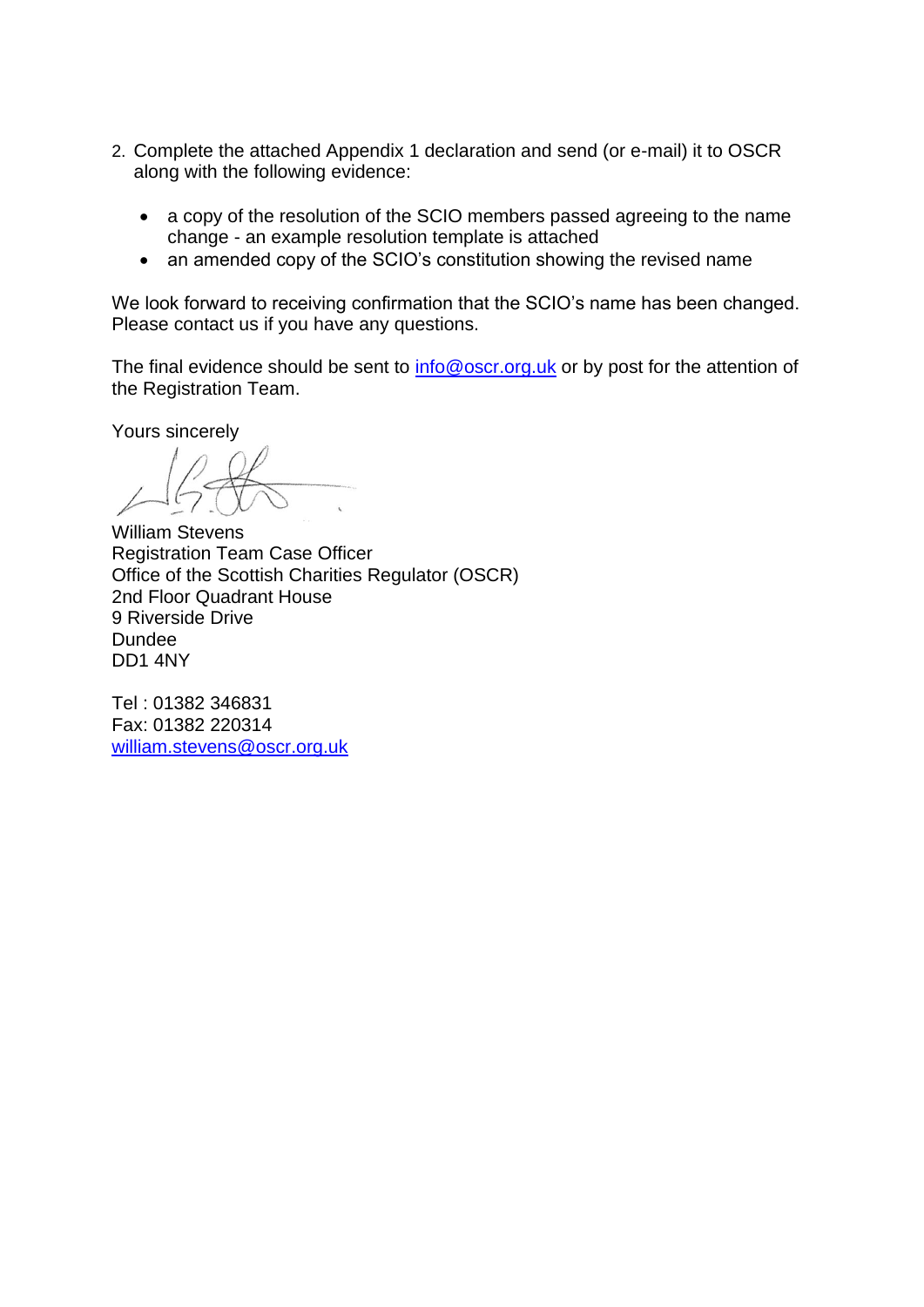2. Complete the attached Appendix 1 declaration and send (or e-mail) it to OSCR along with the following evidence:

    - a copy of the resolution of the SCIO members passed agreeing to the name change - an example resolution template is attached
    - an amended copy of the SCIO's constitution showing the revised name

We look forward to receiving confirmation that the SCIO's name has been changed. Please contact us if you have any questions.

The final evidence should be sent to [info@oscr.org.uk](mailto:info@oscr.org.uk) or by post for the attention of the Registration Team.

Yours sincerely

William Stevens
Registration Team Case Officer
Office of the Scottish Charities Regulator (OSCR)
2nd Floor Quadrant House
9 Riverside Drive
Dundee
DD1 4NY

Tel : 01382 346831
Fax: 01382 220314
[william.stevens@oscr.org.uk](mailto:william.stevens@oscr.org.uk)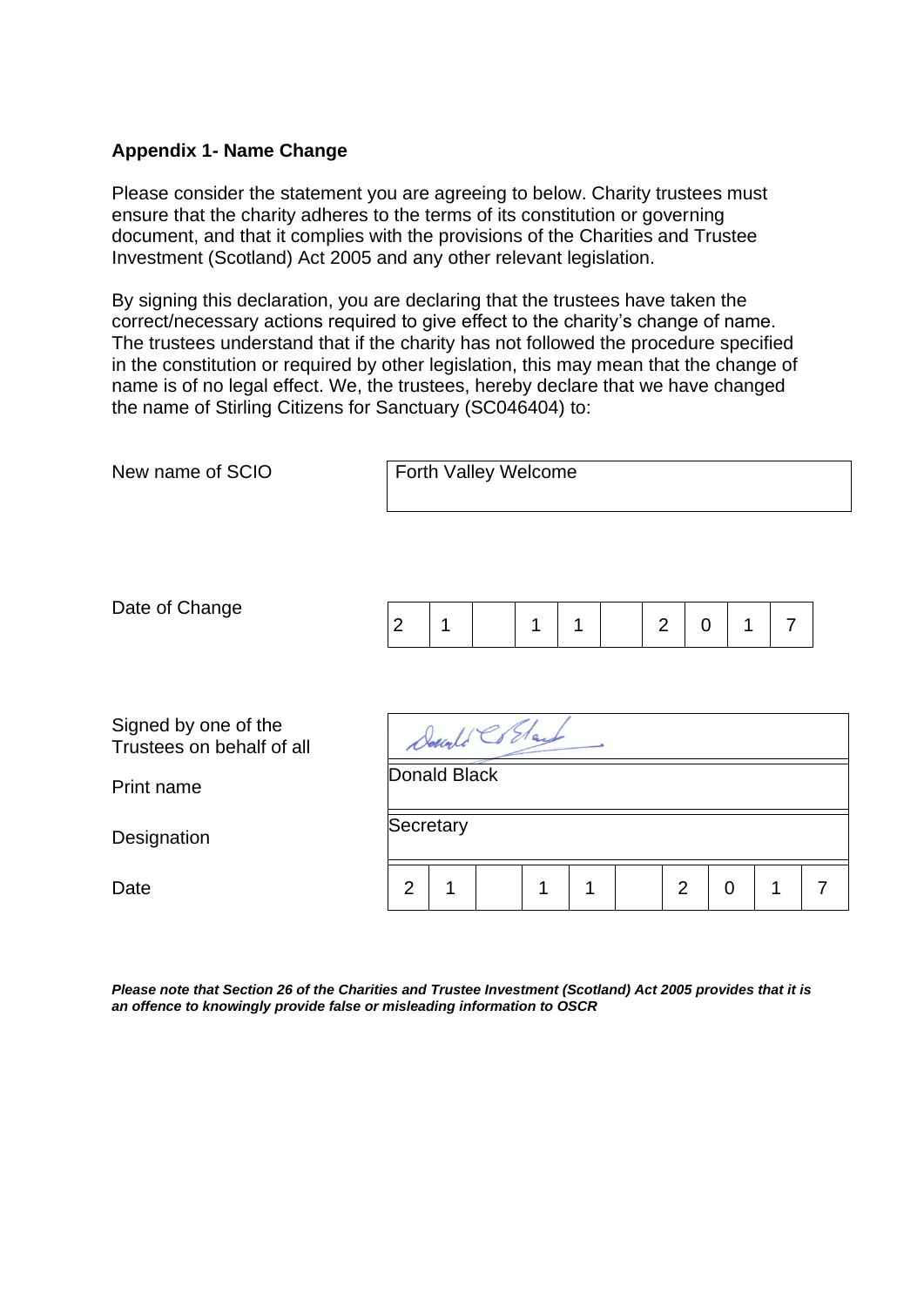**Appendix 1- Name Change**

Please consider the statement you are agreeing to below. Charity trustees must ensure that the charity adheres to the terms of its constitution or governing document, and that it complies with the provisions of the Charities and Trustee Investment (Scotland) Act 2005 and any other relevant legislation.

By signing this declaration, you are declaring that the trustees have taken the correct/necessary actions required to give effect to the charity's change of name. The trustees understand that if the charity has not followed the procedure specified in the constitution or required by other legislation, this may mean that the change of name is of no legal effect. We, the trustees, hereby declare that we have changed the name of Stirling Citizens for Sanctuary (SC046404) to:

| | |
|---|---|
| New name of SCIO | Forth Valley Welcome |
| Date of Change | 21 11 2017 |
| Signed by one of the Trustees on behalf of all | Donald C Black |
| Print name | Donald Black |
| Designation | Secretary |
| Date | 21 11 2017 |

***Please note that Section 26 of the Charities and Trustee Investment (Scotland) Act 2005 provides that it is an offence to knowingly provide false or misleading information to OSCR***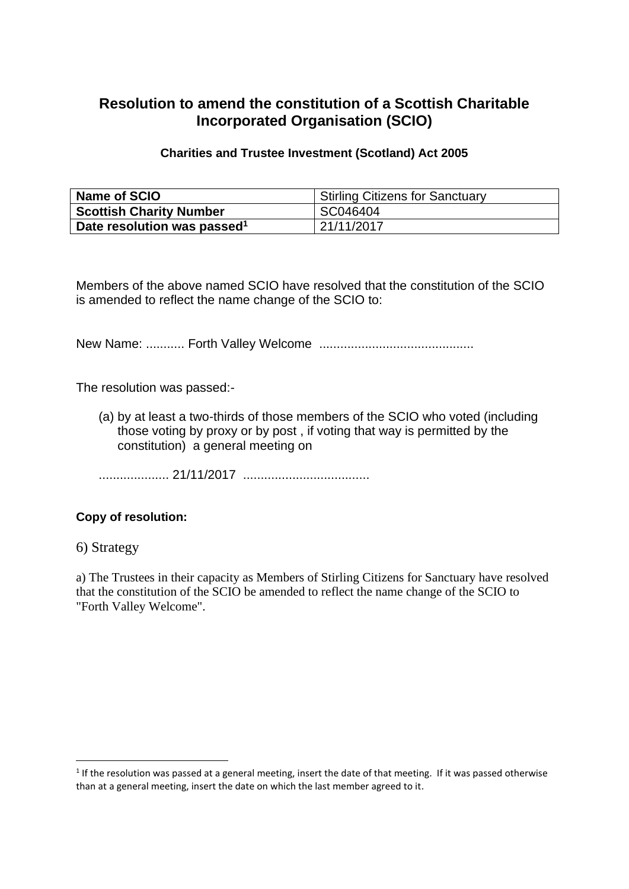# Resolution to amend the constitution of a Scottish Charitable Incorporated Organisation (SCIO)

### Charities and Trustee Investment (Scotland) Act 2005

| | |
|---|---|
| **Name of SCIO** | Stirling Citizens for Sanctuary |
| **Scottish Charity Number** | SC046404 |
| **Date resolution was passed[1]** | 21/11/2017 |

Members of the above named SCIO have resolved that the constitution of the SCIO is amended to reflect the name change of the SCIO to:

New Name: ........... Forth Valley Welcome ...........................................

The resolution was passed:-

(a) by at least a two-thirds of those members of the SCIO who voted (including those voting by proxy or by post , if voting that way is permitted by the constitution) a general meeting on

.................... 21/11/2017 ....................................

**Copy of resolution:**

6) Strategy

a) The Trustees in their capacity as Members of Stirling Citizens for Sanctuary have resolved that the constitution of the SCIO be amended to reflect the name change of the SCIO to "Forth Valley Welcome".

---

[1] If the resolution was passed at a general meeting, insert the date of that meeting. If it was passed otherwise than at a general meeting, insert the date on which the last member agreed to it.